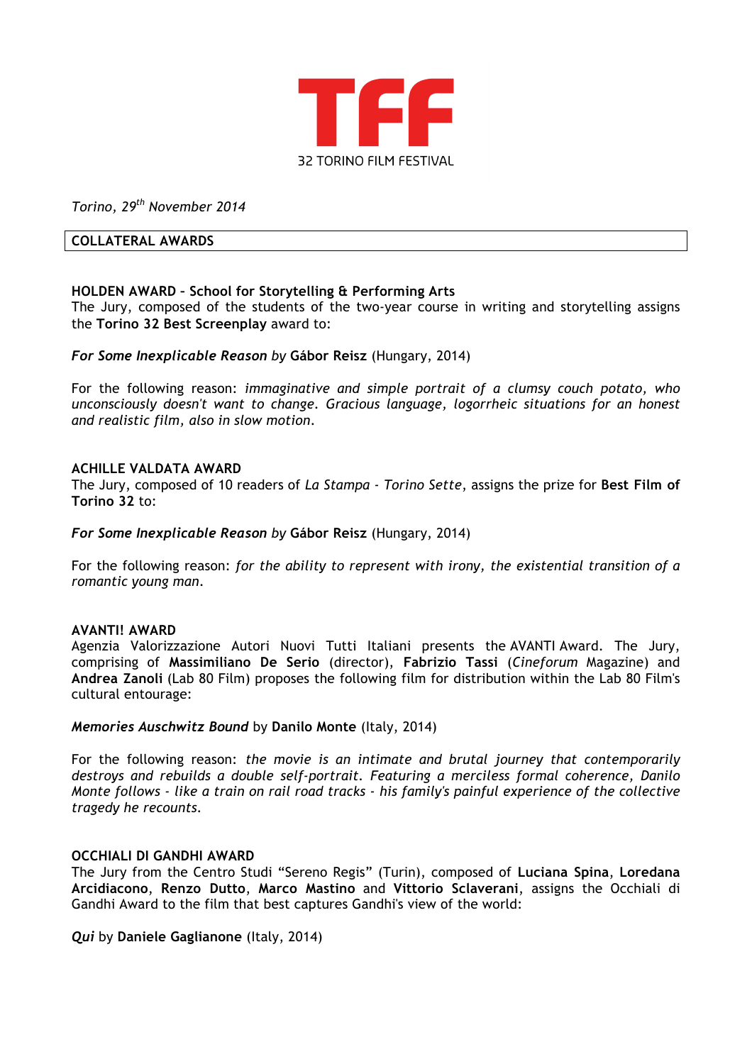TFF

32 TORINO FILM FESTIVAL

*Torino, 29th November 2014*

## COLLATERAL AWARDS

**HOLDEN AWARD – School for Storytelling & Performing Arts**
The Jury, composed of the students of the two-year course in writing and storytelling assigns the **Torino 32 Best Screenplay** award to:

***For Some Inexplicable Reason*** *by* **Gábor Reisz** (Hungary, 2014)

For the following reason: *immaginative and simple portrait of a clumsy couch potato, who unconsciously doesn't want to change. Gracious language, logorrheic situations for an honest and realistic film, also in slow motion.*

**ACHILLE VALDATA AWARD**
The Jury, composed of 10 readers of *La Stampa - Torino Sette*, assigns the prize for **Best Film of Torino 32** to:

***For Some Inexplicable Reason*** *by* **Gábor Reisz** (Hungary, 2014)

For the following reason: *for the ability to represent with irony, the existential transition of a romantic young man.*

**AVANTI! AWARD**
Agenzia Valorizzazione Autori Nuovi Tutti Italiani presents the AVANTI Award. The Jury, comprising of **Massimiliano De Serio** (director), **Fabrizio Tassi** (*Cineforum* Magazine) and **Andrea Zanoli** (Lab 80 Film) proposes the following film for distribution within the Lab 80 Film's cultural entourage:

***Memories Auschwitz Bound*** by **Danilo Monte** (Italy, 2014)

For the following reason: *the movie is an intimate and brutal journey that contemporarily destroys and rebuilds a double self-portrait. Featuring a merciless formal coherence, Danilo Monte follows - like a train on rail road tracks - his family's painful experience of the collective tragedy he recounts.*

**OCCHIALI DI GANDHI AWARD**
The Jury from the Centro Studi "Sereno Regis" (Turin), composed of **Luciana Spina**, **Loredana Arcidiacono**, **Renzo Dutto**, **Marco Mastino** and **Vittorio Sclaverani**, assigns the Occhiali di Gandhi Award to the film that best captures Gandhi's view of the world:

***Qui*** by **Daniele Gaglianone** (Italy, 2014)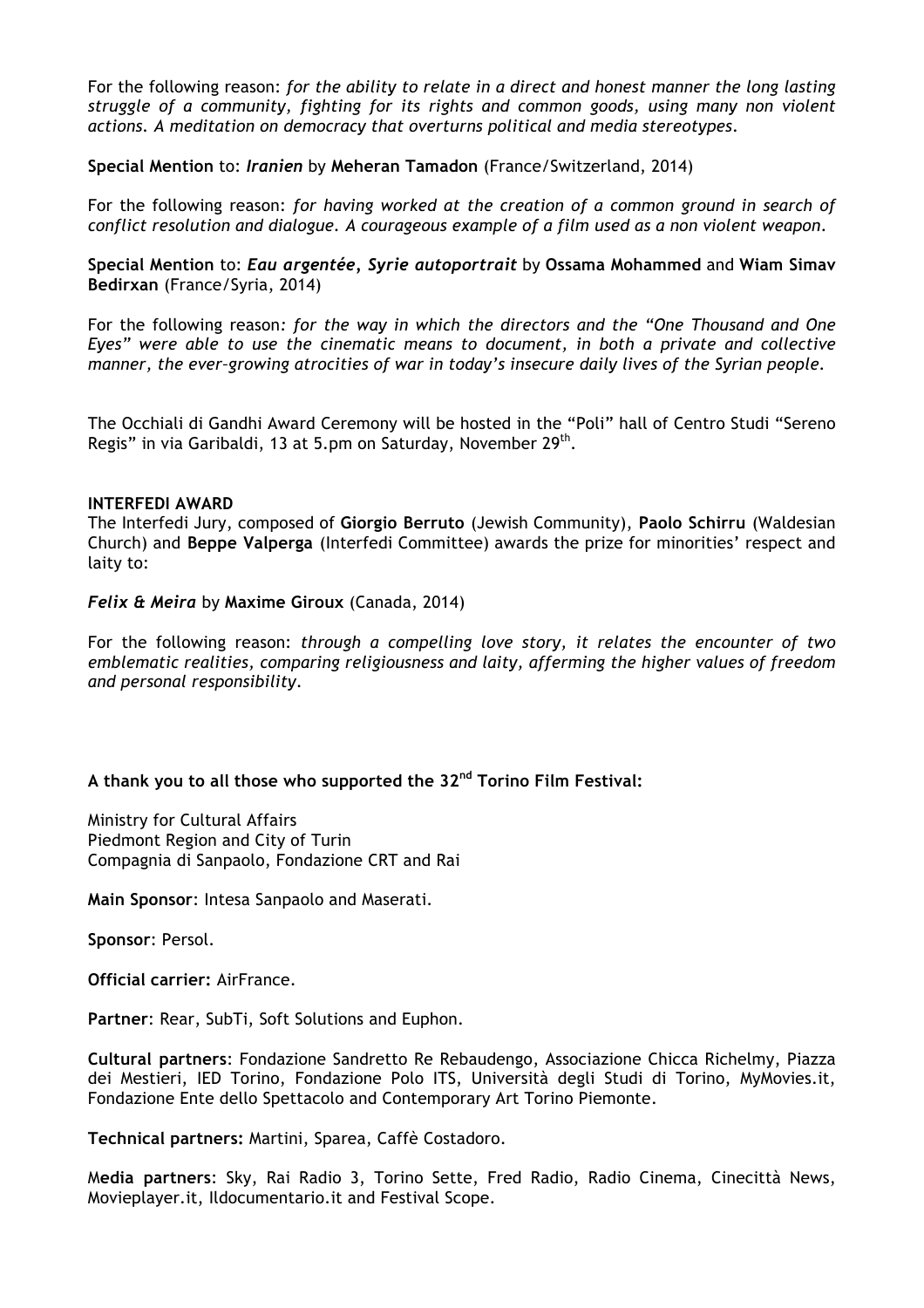For the following reason: *for the ability to relate in a direct and honest manner the long lasting struggle of a community, fighting for its rights and common goods, using many non violent actions. A meditation on democracy that overturns political and media stereotypes.*

**Special Mention** to: ***Iranien*** by **Meheran Tamadon** (France/Switzerland, 2014)

For the following reason: *for having worked at the creation of a common ground in search of conflict resolution and dialogue. A courageous example of a film used as a non violent weapon.*

**Special Mention** to: ***Eau argentée, Syrie autoportrait*** by **Ossama Mohammed** and **Wiam Simav Bedirxan** (France/Syria, 2014)

For the following reason: *for the way in which the directors and the "One Thousand and One Eyes" were able to use the cinematic means to document, in both a private and collective manner, the ever-growing atrocities of war in today's insecure daily lives of the Syrian people.*

The Occhiali di Gandhi Award Ceremony will be hosted in the "Poli" hall of Centro Studi "Sereno Regis" in via Garibaldi, 13 at 5.pm on Saturday, November 29th.

**INTERFEDI AWARD**

The Interfedi Jury, composed of **Giorgio Berruto** (Jewish Community), **Paolo Schirru** (Waldesian Church) and **Beppe Valperga** (Interfedi Committee) awards the prize for minorities' respect and laity to:

***Felix & Meira*** by **Maxime Giroux** (Canada, 2014)

For the following reason: *through a compelling love story, it relates the encounter of two emblematic realities, comparing religiousness and laity, affirming the higher values of freedom and personal responsibility.*

**A thank you to all those who supported the 32nd Torino Film Festival:**

Ministry for Cultural Affairs
Piedmont Region and City of Turin
Compagnia di Sanpaolo, Fondazione CRT and Rai

**Main Sponsor**: Intesa Sanpaolo and Maserati.

**Sponsor**: Persol.

**Official carrier:** AirFrance.

**Partner**: Rear, SubTi, Soft Solutions and Euphon.

**Cultural partners**: Fondazione Sandretto Re Rebaudengo, Associazione Chicca Richelmy, Piazza dei Mestieri, IED Torino, Fondazione Polo ITS, Università degli Studi di Torino, MyMovies.it, Fondazione Ente dello Spettacolo and Contemporary Art Torino Piemonte.

**Technical partners:** Martini, Sparea, Caffè Costadoro.

**Media partners**: Sky, Rai Radio 3, Torino Sette, Fred Radio, Radio Cinema, Cinecittà News, Movieplayer.it, Ildocumentario.it and Festival Scope.